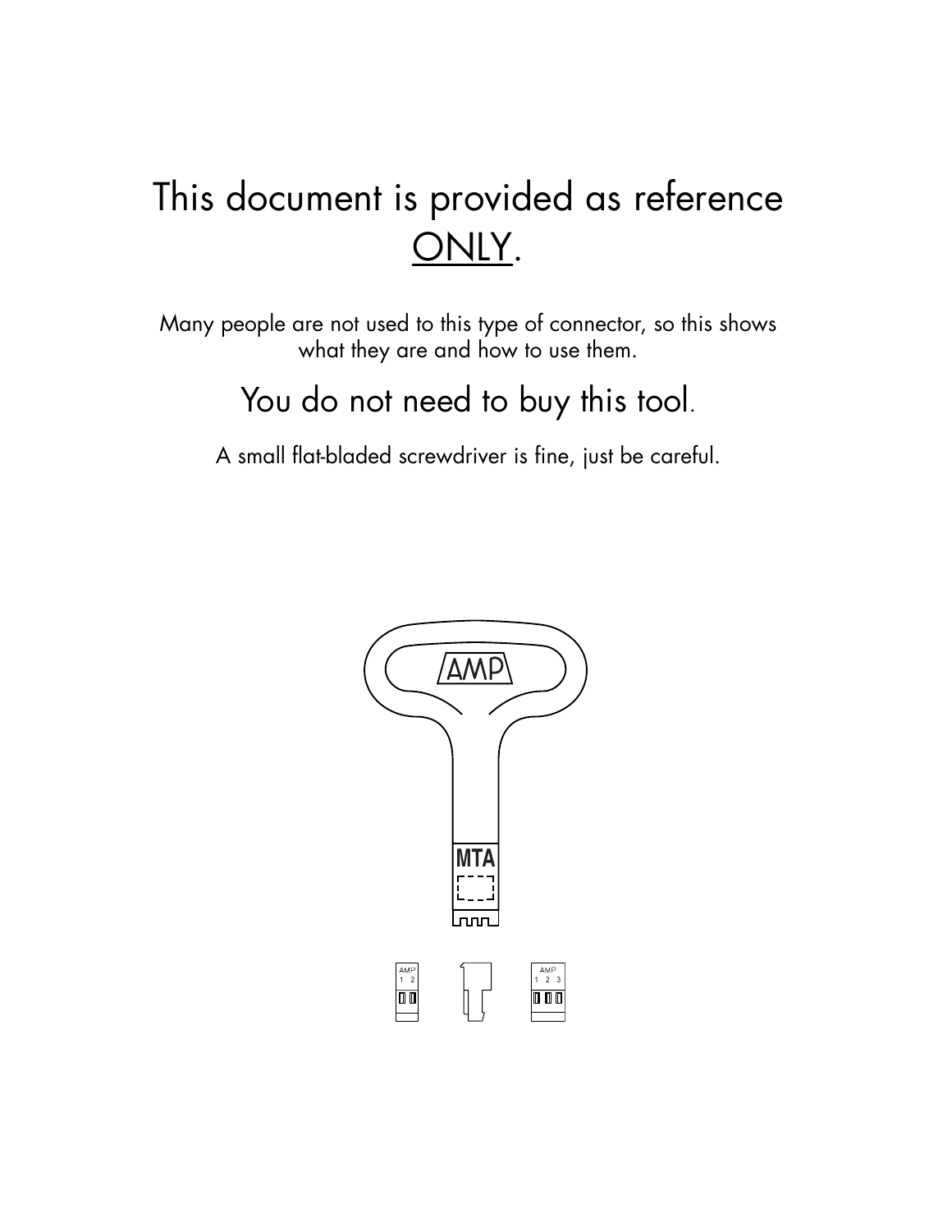# This document is provided as reference ONLY.

Many people are not used to this type of connector, so this shows what they are and how to use them.

## You do not need to buy this tool.

A small flat-bladed screwdriver is fine, just be careful.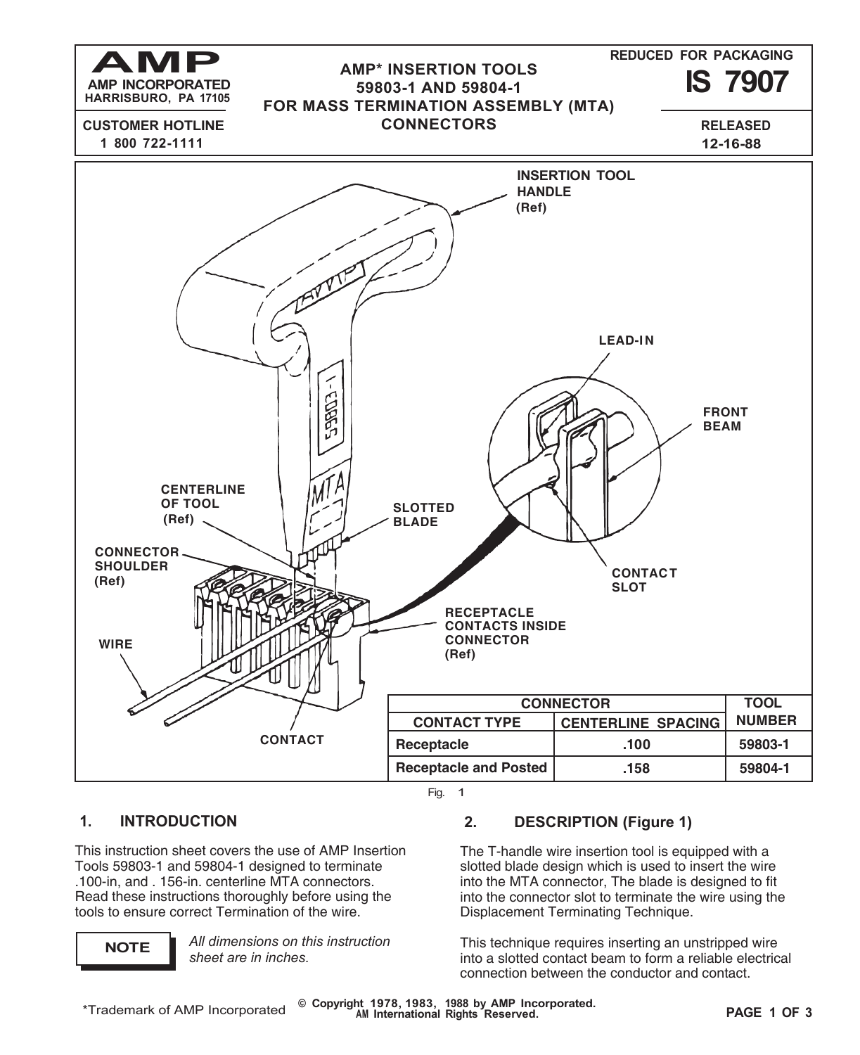**AMP**

**AMP INCORPORATED**
**HARRISBURO, PA 17105**

**CUSTOMER HOTLINE**
**1 800 722-1111**

# AMP* INSERTION TOOLS 59803-1 AND 59804-1 FOR MASS TERMINATION ASSEMBLY (MTA) CONNECTORS

**REDUCED FOR PACKAGING**

**IS 7907**

**RELEASED**
**12-16-88**

INSERTION TOOL HANDLE (Ref)

LEAD-IN

FRONT BEAM

CENTERLINE OF TOOL (Ref)

SLOTTED BLADE

CONTACT SLOT

CONNECTOR SHOULDER (Ref)

RECEPTACLE CONTACTS INSIDE CONNECTOR (Ref)

WIRE

CONTACT

| CONNECTOR | | TOOL NUMBER |
|---|---|---|
| CONTACT TYPE | CENTERLINE SPACING | |
| Receptacle | .100 | 59803-1 |
| Receptacle and Posted | .158 | 59804-1 |

Fig. 1

## 1. INTRODUCTION

This instruction sheet covers the use of AMP Insertion Tools 59803-1 and 59804-1 designed to terminate .100-in, and . 156-in. centerline MTA connectors. Read these instructions thoroughly before using the tools to ensure correct Termination of the wire.

**NOTE** *All dimensions on this instruction sheet are in inches.*

## 2. DESCRIPTION (Figure 1)

The T-handle wire insertion tool is equipped with a slotted blade design which is used to insert the wire into the MTA connector, The blade is designed to fit into the connector slot to terminate the wire using the Displacement Terminating Technique.

This technique requires inserting an unstripped wire into a slotted contact beam to form a reliable electrical connection between the conductor and contact.

*Trademark of AMP Incorporated

© Copyright 1978, 1983, 1988 by AMP Incorporated. AM International Rights Reserved.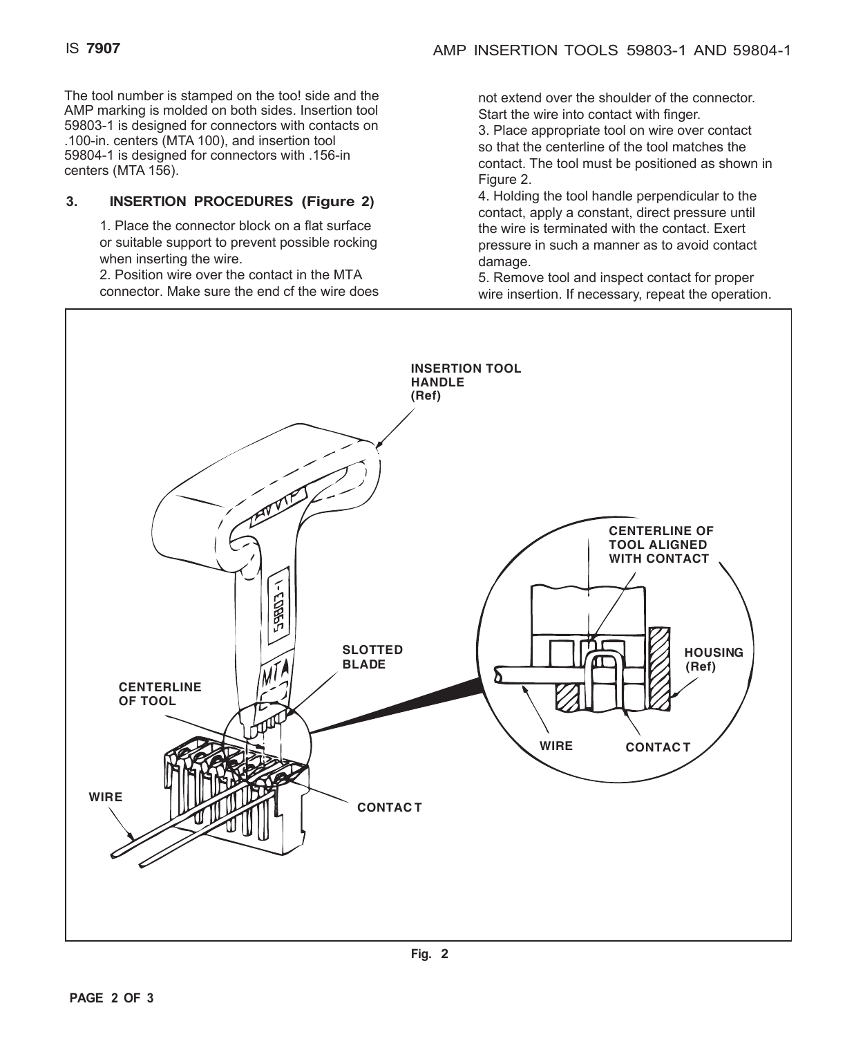The tool number is stamped on the too! side and the AMP marking is molded on both sides. Insertion tool 59803-1 is designed for connectors with contacts on .100-in. centers (MTA 100), and insertion tool 59804-1 is designed for connectors with .156-in centers (MTA 156).

## 3. INSERTION PROCEDURES (Figure 2)

1. Place the connector block on a flat surface or suitable support to prevent possible rocking when inserting the wire.
2. Position wire over the contact in the MTA connector. Make sure the end cf the wire does not extend over the shoulder of the connector. Start the wire into contact with finger.
3. Place appropriate tool on wire over contact so that the centerline of the tool matches the contact. The tool must be positioned as shown in Figure 2.
4. Holding the tool handle perpendicular to the contact, apply a constant, direct pressure until the wire is terminated with the contact. Exert pressure in such a manner as to avoid contact damage.
5. Remove tool and inspect contact for proper wire insertion. If necessary, repeat the operation.

INSERTION TOOL HANDLE (Ref)

SLOTTED BLADE

CENTERLINE OF TOOL

WIRE

CONTACT

CENTERLINE OF TOOL ALIGNED WITH CONTACT

HOUSING (Ref)

WIRE

CONTACT

**Fig. 2**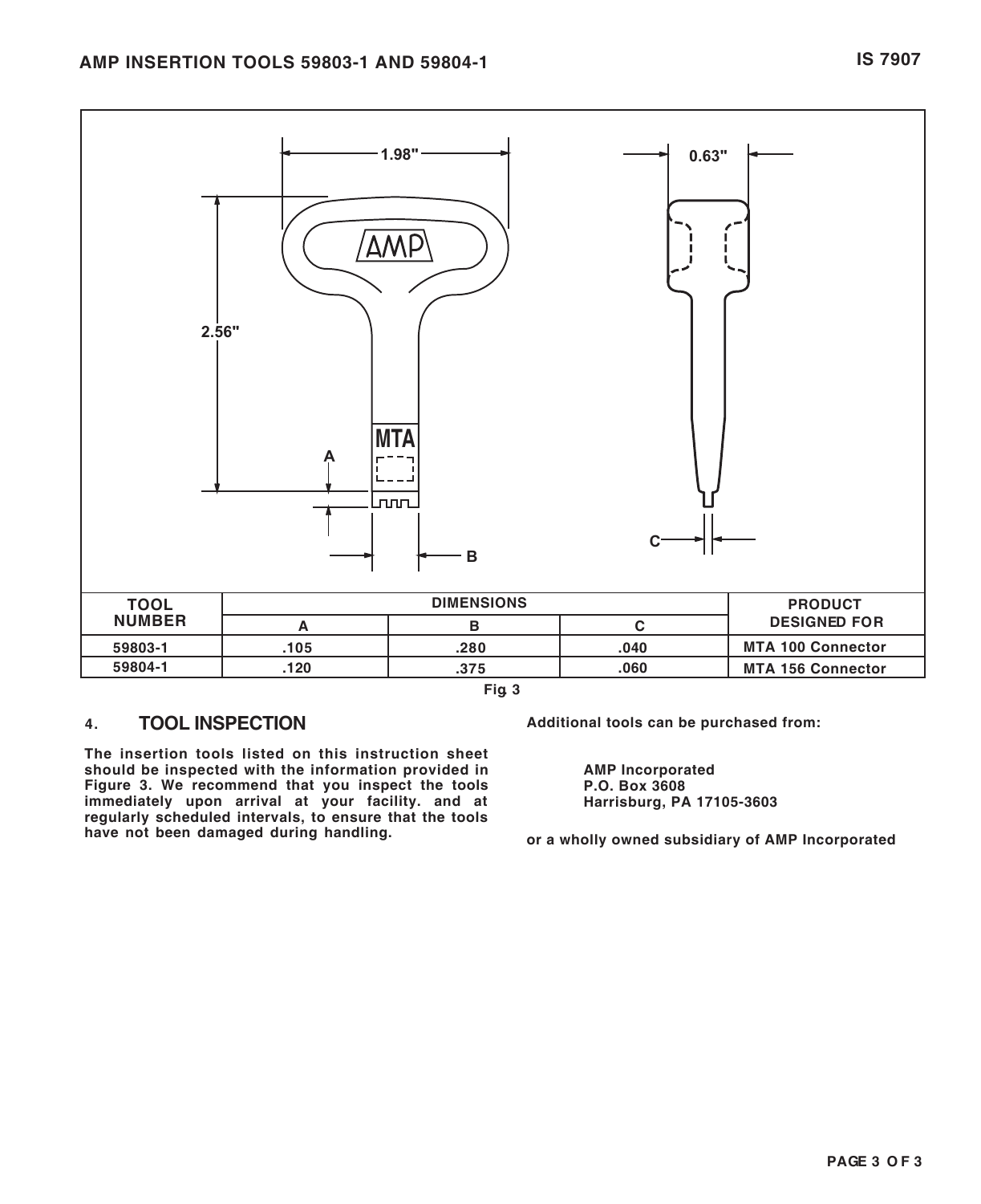1.98"

0.63"

2.56"

A

B

C

| TOOL NUMBER | DIMENSIONS | | | PRODUCT DESIGNED FOR |
|---|---|---|---|---|
| | A | B | C | |
| 59803-1 | .105 | .280 | .040 | MTA 100 Connector |
| 59804-1 | .120 | .375 | .060 | MTA 156 Connector |

Fig 3

## 4. TOOL INSPECTION

The insertion tools listed on this instruction sheet should be inspected with the information provided in Figure 3. We recommend that you inspect the tools immediately upon arrival at your facility. and at regularly scheduled intervals, to ensure that the tools have not been damaged during handling.

Additional tools can be purchased from:

AMP Incorporated
P.O. Box 3608
Harrisburg, PA 17105-3603

or a wholly owned subsidiary of AMP Incorporated